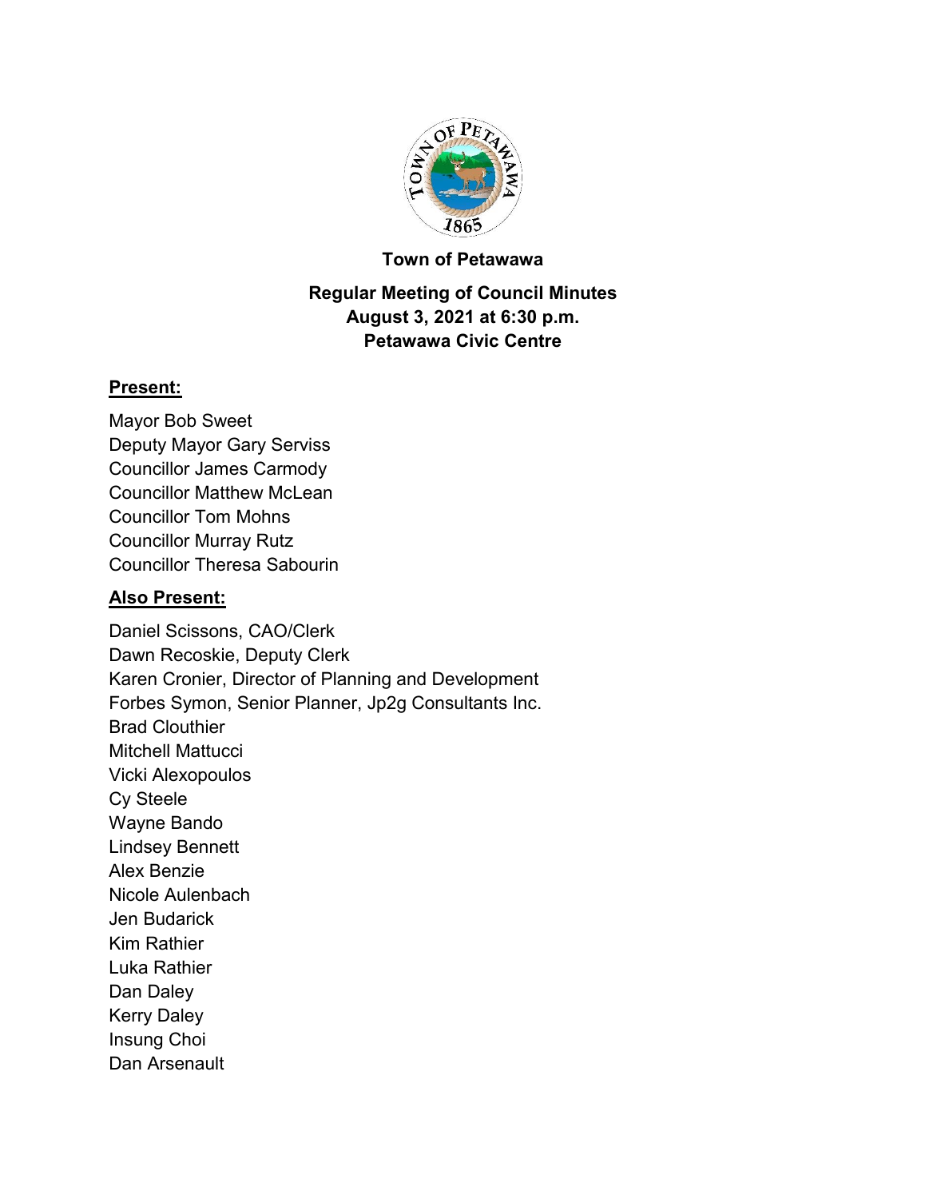**Town of Petawawa**

**Regular Meeting of Council Minutes**
**August 3, 2021 at 6:30 p.m.**
**Petawawa Civic Centre**

## Present:

Mayor Bob Sweet
Deputy Mayor Gary Serviss
Councillor James Carmody
Councillor Matthew McLean
Councillor Tom Mohns
Councillor Murray Rutz
Councillor Theresa Sabourin

## Also Present:

Daniel Scissons, CAO/Clerk
Dawn Recoskie, Deputy Clerk
Karen Cronier, Director of Planning and Development
Forbes Symon, Senior Planner, Jp2g Consultants Inc.
Brad Clouthier
Mitchell Mattucci
Vicki Alexopoulos
Cy Steele
Wayne Bando
Lindsey Bennett
Alex Benzie
Nicole Aulenbach
Jen Budarick
Kim Rathier
Luka Rathier
Dan Daley
Kerry Daley
Insung Choi
Dan Arsenault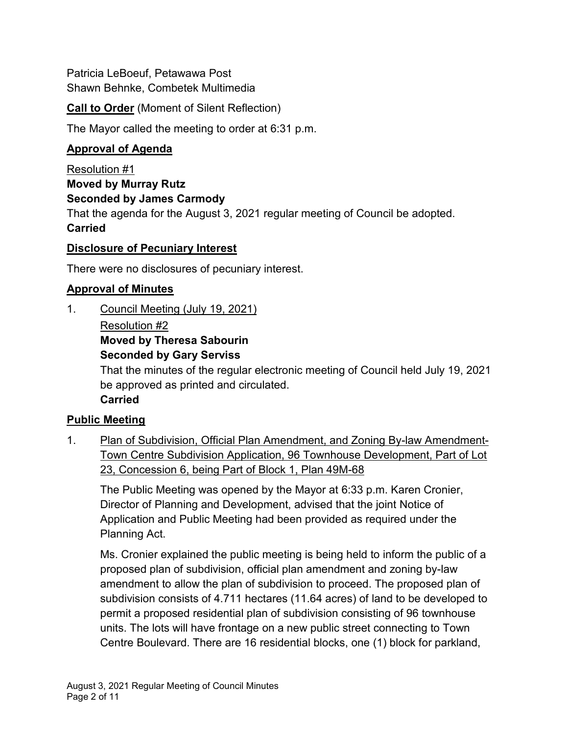Patricia LeBoeuf, Petawawa Post
Shawn Behnke, Combetek Multimedia

**Call to Order** (Moment of Silent Reflection)

The Mayor called the meeting to order at 6:31 p.m.

## Approval of Agenda

Resolution #1
**Moved by Murray Rutz**
**Seconded by James Carmody**
That the agenda for the August 3, 2021 regular meeting of Council be adopted.
**Carried**

## Disclosure of Pecuniary Interest

There were no disclosures of pecuniary interest.

## Approval of Minutes

1. Council Meeting (July 19, 2021)

   Resolution #2
   **Moved by Theresa Sabourin**
   **Seconded by Gary Serviss**
   That the minutes of the regular electronic meeting of Council held July 19, 2021 be approved as printed and circulated.
   **Carried**

## Public Meeting

1. Plan of Subdivision, Official Plan Amendment, and Zoning By-law Amendment-Town Centre Subdivision Application, 96 Townhouse Development, Part of Lot 23, Concession 6, being Part of Block 1, Plan 49M-68

   The Public Meeting was opened by the Mayor at 6:33 p.m. Karen Cronier, Director of Planning and Development, advised that the joint Notice of Application and Public Meeting had been provided as required under the Planning Act.

   Ms. Cronier explained the public meeting is being held to inform the public of a proposed plan of subdivision, official plan amendment and zoning by-law amendment to allow the plan of subdivision to proceed. The proposed plan of subdivision consists of 4.711 hectares (11.64 acres) of land to be developed to permit a proposed residential plan of subdivision consisting of 96 townhouse units. The lots will have frontage on a new public street connecting to Town Centre Boulevard. There are 16 residential blocks, one (1) block for parkland,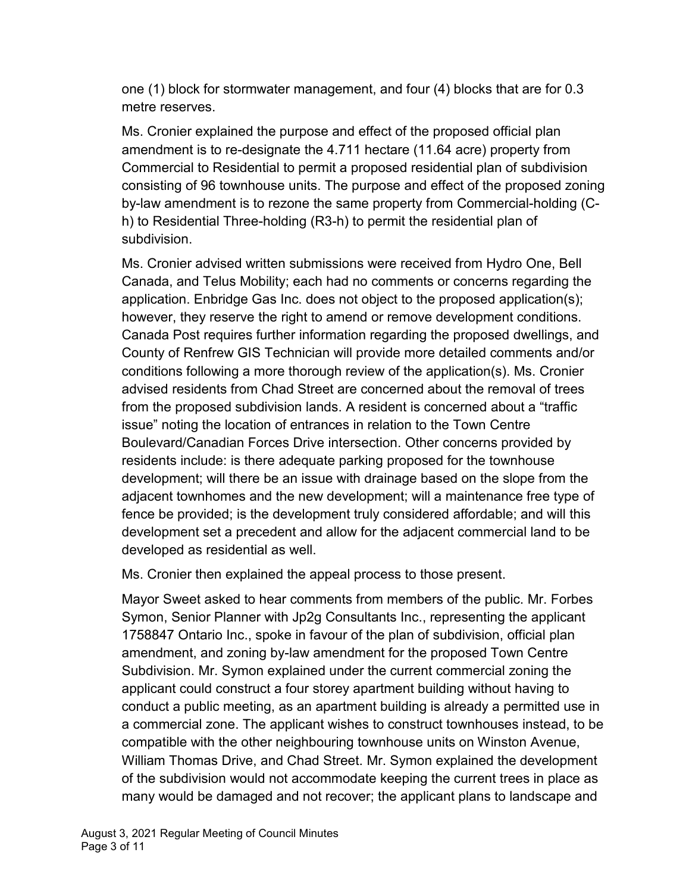one (1) block for stormwater management, and four (4) blocks that are for 0.3 metre reserves.

Ms. Cronier explained the purpose and effect of the proposed official plan amendment is to re-designate the 4.711 hectare (11.64 acre) property from Commercial to Residential to permit a proposed residential plan of subdivision consisting of 96 townhouse units. The purpose and effect of the proposed zoning by-law amendment is to rezone the same property from Commercial-holding (C-h) to Residential Three-holding (R3-h) to permit the residential plan of subdivision.

Ms. Cronier advised written submissions were received from Hydro One, Bell Canada, and Telus Mobility; each had no comments or concerns regarding the application. Enbridge Gas Inc. does not object to the proposed application(s); however, they reserve the right to amend or remove development conditions. Canada Post requires further information regarding the proposed dwellings, and County of Renfrew GIS Technician will provide more detailed comments and/or conditions following a more thorough review of the application(s). Ms. Cronier advised residents from Chad Street are concerned about the removal of trees from the proposed subdivision lands. A resident is concerned about a "traffic issue" noting the location of entrances in relation to the Town Centre Boulevard/Canadian Forces Drive intersection. Other concerns provided by residents include: is there adequate parking proposed for the townhouse development; will there be an issue with drainage based on the slope from the adjacent townhomes and the new development; will a maintenance free type of fence be provided; is the development truly considered affordable; and will this development set a precedent and allow for the adjacent commercial land to be developed as residential as well.

Ms. Cronier then explained the appeal process to those present.

Mayor Sweet asked to hear comments from members of the public. Mr. Forbes Symon, Senior Planner with Jp2g Consultants Inc., representing the applicant 1758847 Ontario Inc., spoke in favour of the plan of subdivision, official plan amendment, and zoning by-law amendment for the proposed Town Centre Subdivision. Mr. Symon explained under the current commercial zoning the applicant could construct a four storey apartment building without having to conduct a public meeting, as an apartment building is already a permitted use in a commercial zone. The applicant wishes to construct townhouses instead, to be compatible with the other neighbouring townhouse units on Winston Avenue, William Thomas Drive, and Chad Street. Mr. Symon explained the development of the subdivision would not accommodate keeping the current trees in place as many would be damaged and not recover; the applicant plans to landscape and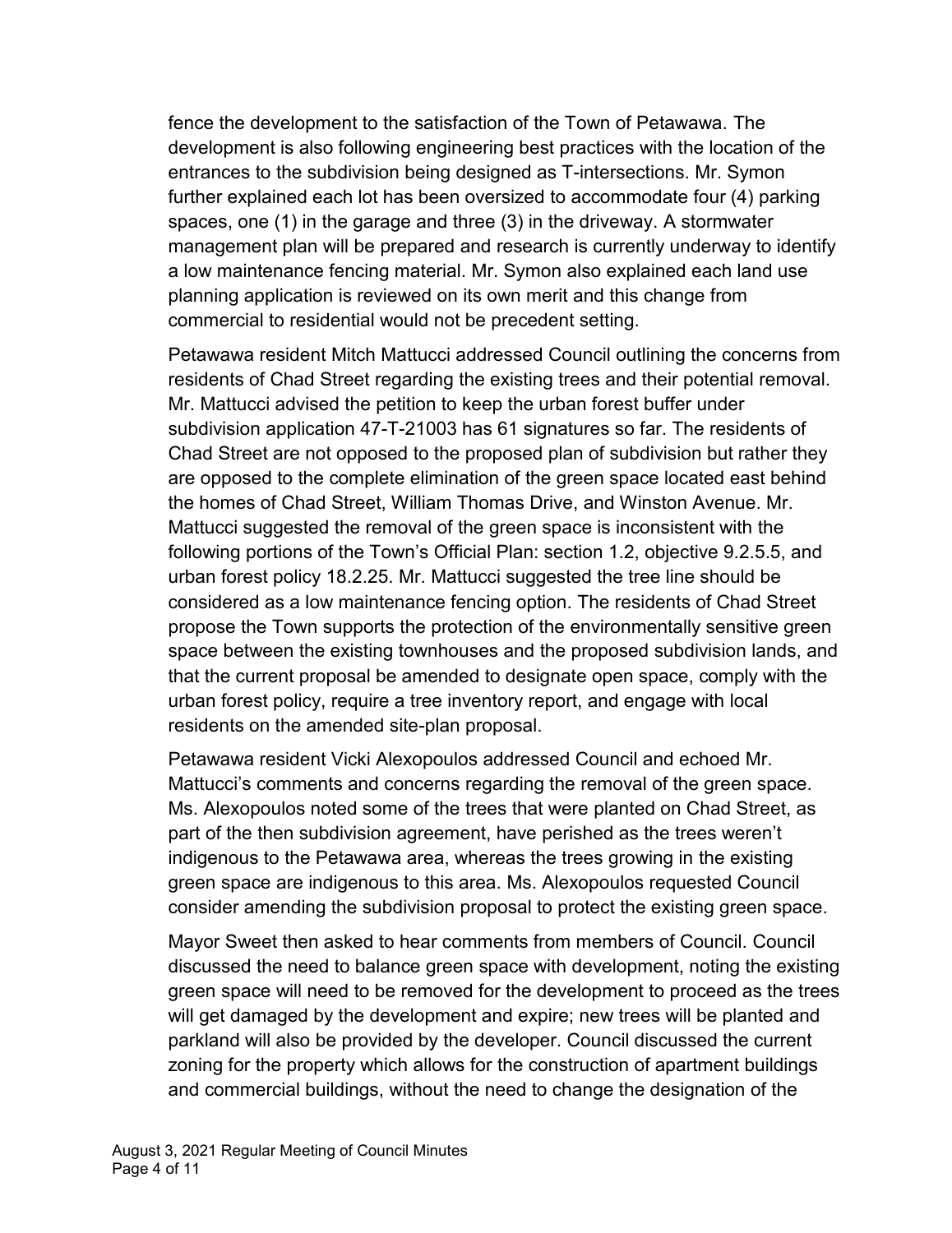fence the development to the satisfaction of the Town of Petawawa. The development is also following engineering best practices with the location of the entrances to the subdivision being designed as T-intersections. Mr. Symon further explained each lot has been oversized to accommodate four (4) parking spaces, one (1) in the garage and three (3) in the driveway. A stormwater management plan will be prepared and research is currently underway to identify a low maintenance fencing material. Mr. Symon also explained each land use planning application is reviewed on its own merit and this change from commercial to residential would not be precedent setting.

Petawawa resident Mitch Mattucci addressed Council outlining the concerns from residents of Chad Street regarding the existing trees and their potential removal. Mr. Mattucci advised the petition to keep the urban forest buffer under subdivision application 47-T-21003 has 61 signatures so far. The residents of Chad Street are not opposed to the proposed plan of subdivision but rather they are opposed to the complete elimination of the green space located east behind the homes of Chad Street, William Thomas Drive, and Winston Avenue. Mr. Mattucci suggested the removal of the green space is inconsistent with the following portions of the Town's Official Plan: section 1.2, objective 9.2.5.5, and urban forest policy 18.2.25. Mr. Mattucci suggested the tree line should be considered as a low maintenance fencing option. The residents of Chad Street propose the Town supports the protection of the environmentally sensitive green space between the existing townhouses and the proposed subdivision lands, and that the current proposal be amended to designate open space, comply with the urban forest policy, require a tree inventory report, and engage with local residents on the amended site-plan proposal.

Petawawa resident Vicki Alexopoulos addressed Council and echoed Mr. Mattucci's comments and concerns regarding the removal of the green space. Ms. Alexopoulos noted some of the trees that were planted on Chad Street, as part of the then subdivision agreement, have perished as the trees weren't indigenous to the Petawawa area, whereas the trees growing in the existing green space are indigenous to this area. Ms. Alexopoulos requested Council consider amending the subdivision proposal to protect the existing green space.

Mayor Sweet then asked to hear comments from members of Council. Council discussed the need to balance green space with development, noting the existing green space will need to be removed for the development to proceed as the trees will get damaged by the development and expire; new trees will be planted and parkland will also be provided by the developer. Council discussed the current zoning for the property which allows for the construction of apartment buildings and commercial buildings, without the need to change the designation of the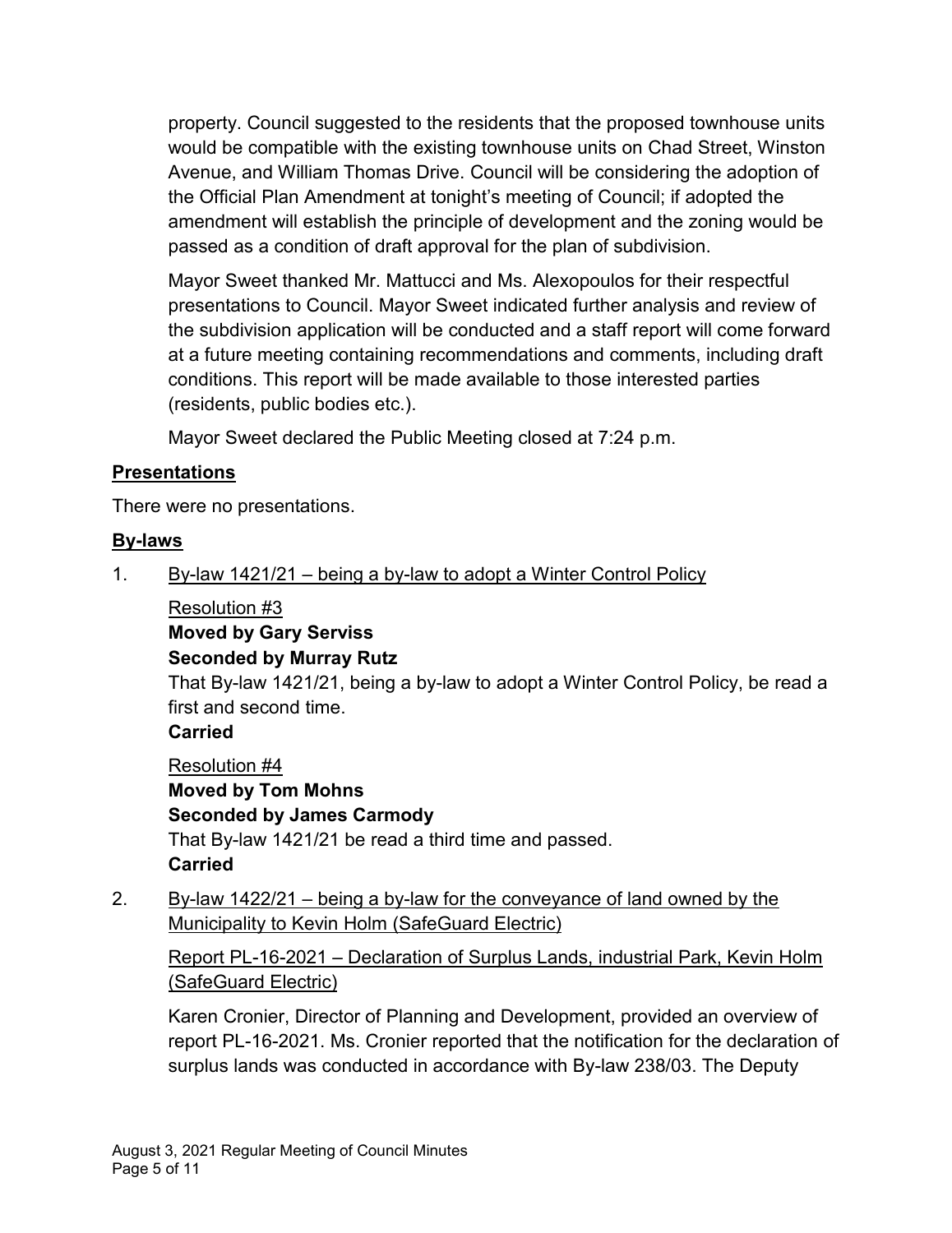property. Council suggested to the residents that the proposed townhouse units would be compatible with the existing townhouse units on Chad Street, Winston Avenue, and William Thomas Drive. Council will be considering the adoption of the Official Plan Amendment at tonight's meeting of Council; if adopted the amendment will establish the principle of development and the zoning would be passed as a condition of draft approval for the plan of subdivision.

Mayor Sweet thanked Mr. Mattucci and Ms. Alexopoulos for their respectful presentations to Council. Mayor Sweet indicated further analysis and review of the subdivision application will be conducted and a staff report will come forward at a future meeting containing recommendations and comments, including draft conditions. This report will be made available to those interested parties (residents, public bodies etc.).

Mayor Sweet declared the Public Meeting closed at 7:24 p.m.

## Presentations

There were no presentations.

## By-laws

1. By-law 1421/21 – being a by-law to adopt a Winter Control Policy

   Resolution #3
   **Moved by Gary Serviss**
   **Seconded by Murray Rutz**
   That By-law 1421/21, being a by-law to adopt a Winter Control Policy, be read a first and second time.
   **Carried**

   Resolution #4
   **Moved by Tom Mohns**
   **Seconded by James Carmody**
   That By-law 1421/21 be read a third time and passed.
   **Carried**

2. By-law 1422/21 – being a by-law for the conveyance of land owned by the Municipality to Kevin Holm (SafeGuard Electric)

   Report PL-16-2021 – Declaration of Surplus Lands, industrial Park, Kevin Holm (SafeGuard Electric)

   Karen Cronier, Director of Planning and Development, provided an overview of report PL-16-2021. Ms. Cronier reported that the notification for the declaration of surplus lands was conducted in accordance with By-law 238/03. The Deputy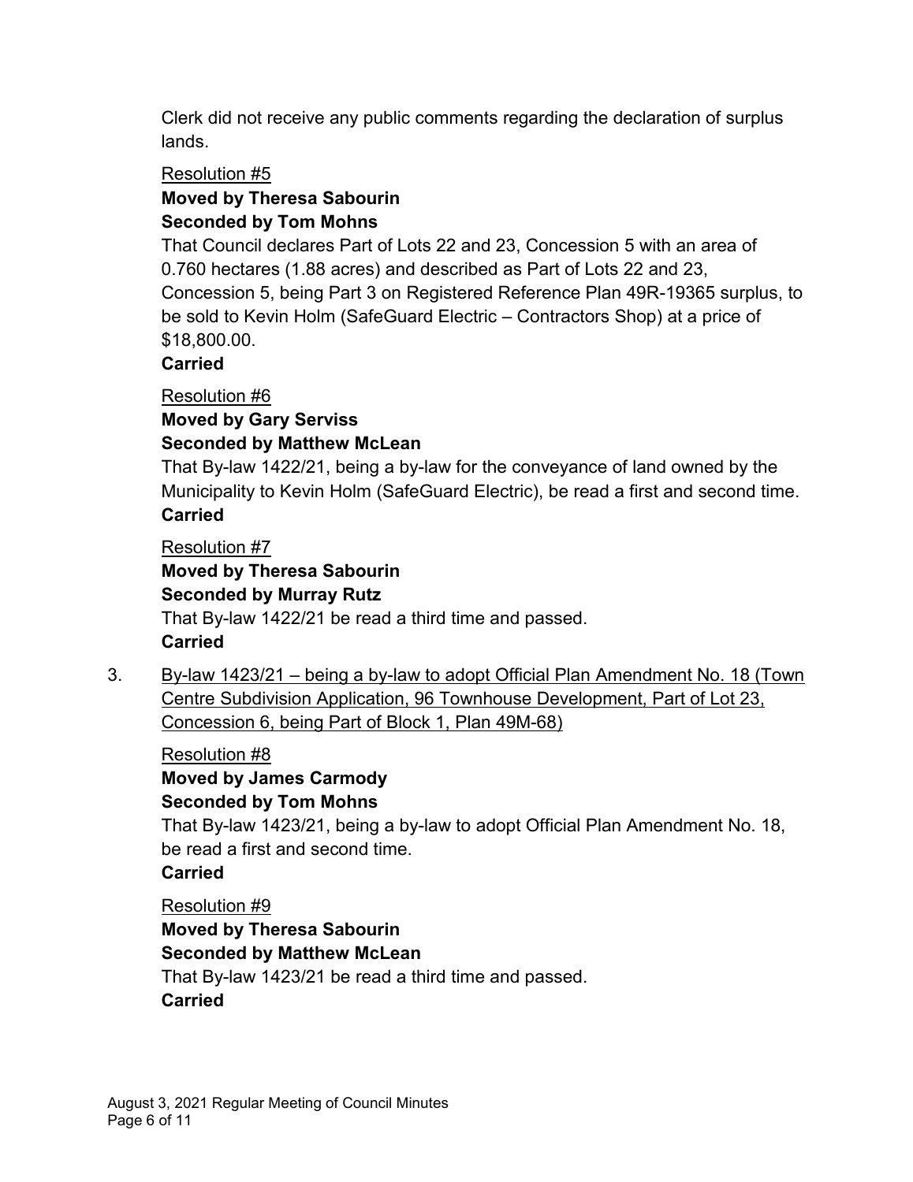Clerk did not receive any public comments regarding the declaration of surplus lands.

Resolution #5

**Moved by Theresa Sabourin**
**Seconded by Tom Mohns**

That Council declares Part of Lots 22 and 23, Concession 5 with an area of 0.760 hectares (1.88 acres) and described as Part of Lots 22 and 23, Concession 5, being Part 3 on Registered Reference Plan 49R-19365 surplus, to be sold to Kevin Holm (SafeGuard Electric – Contractors Shop) at a price of $18,800.00.

**Carried**

Resolution #6

**Moved by Gary Serviss**
**Seconded by Matthew McLean**

That By-law 1422/21, being a by-law for the conveyance of land owned by the Municipality to Kevin Holm (SafeGuard Electric), be read a first and second time.

**Carried**

Resolution #7

**Moved by Theresa Sabourin**
**Seconded by Murray Rutz**

That By-law 1422/21 be read a third time and passed.

**Carried**

3. By-law 1423/21 – being a by-law to adopt Official Plan Amendment No. 18 (Town Centre Subdivision Application, 96 Townhouse Development, Part of Lot 23, Concession 6, being Part of Block 1, Plan 49M-68)

Resolution #8

**Moved by James Carmody**
**Seconded by Tom Mohns**

That By-law 1423/21, being a by-law to adopt Official Plan Amendment No. 18, be read a first and second time.

**Carried**

Resolution #9

**Moved by Theresa Sabourin**
**Seconded by Matthew McLean**

That By-law 1423/21 be read a third time and passed.

**Carried**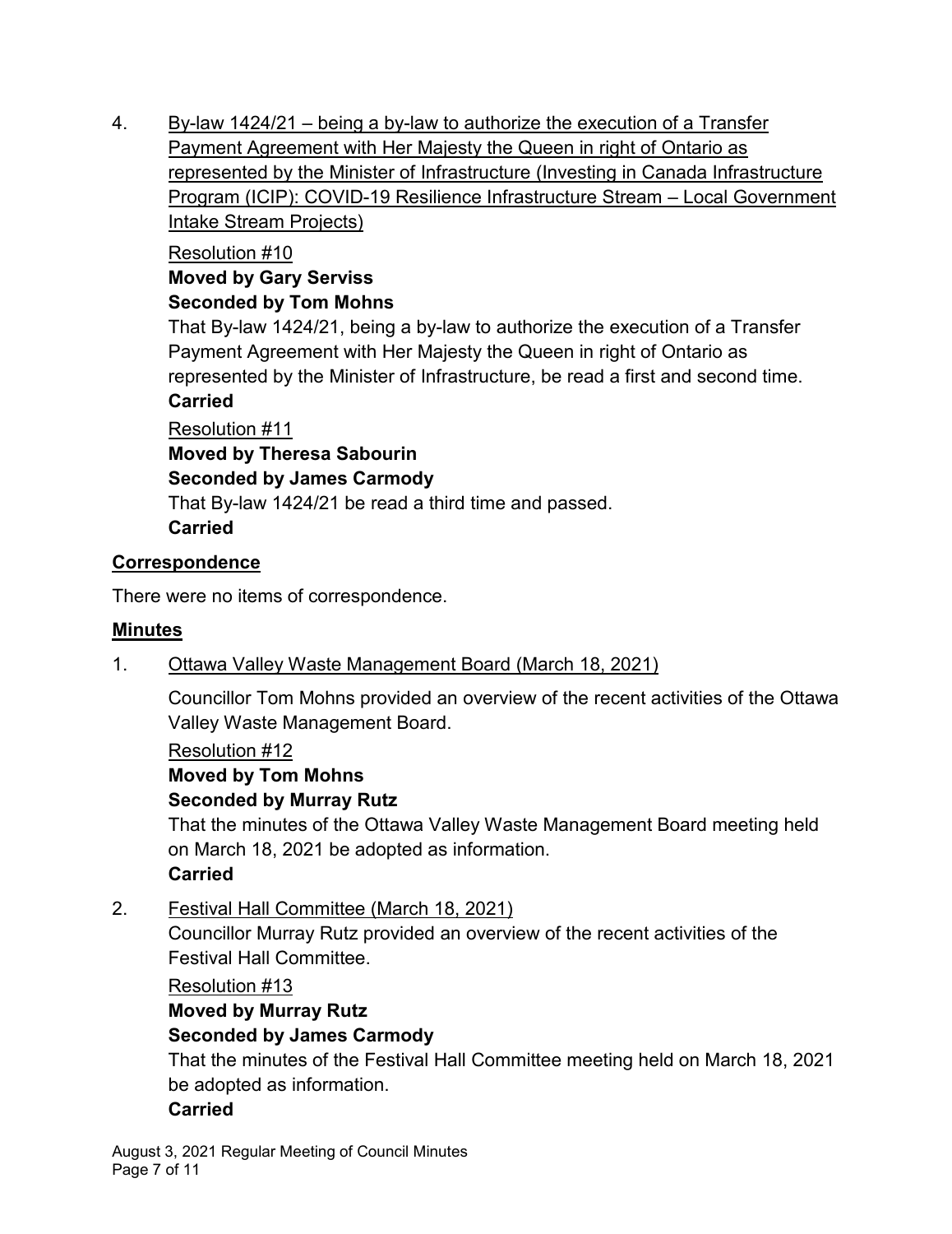4. By-law 1424/21 – being a by-law to authorize the execution of a Transfer Payment Agreement with Her Majesty the Queen in right of Ontario as represented by the Minister of Infrastructure (Investing in Canada Infrastructure Program (ICIP): COVID-19 Resilience Infrastructure Stream – Local Government Intake Stream Projects)

   Resolution #10
   **Moved by Gary Serviss**
   **Seconded by Tom Mohns**
   That By-law 1424/21, being a by-law to authorize the execution of a Transfer Payment Agreement with Her Majesty the Queen in right of Ontario as represented by the Minister of Infrastructure, be read a first and second time.
   **Carried**

   Resolution #11
   **Moved by Theresa Sabourin**
   **Seconded by James Carmody**
   That By-law 1424/21 be read a third time and passed.
   **Carried**

## Correspondence

There were no items of correspondence.

## Minutes

1. Ottawa Valley Waste Management Board (March 18, 2021)

   Councillor Tom Mohns provided an overview of the recent activities of the Ottawa Valley Waste Management Board.

   Resolution #12
   **Moved by Tom Mohns**
   **Seconded by Murray Rutz**
   That the minutes of the Ottawa Valley Waste Management Board meeting held on March 18, 2021 be adopted as information.
   **Carried**

2. Festival Hall Committee (March 18, 2021)

   Councillor Murray Rutz provided an overview of the recent activities of the Festival Hall Committee.

   Resolution #13
   **Moved by Murray Rutz**
   **Seconded by James Carmody**
   That the minutes of the Festival Hall Committee meeting held on March 18, 2021 be adopted as information.
   **Carried**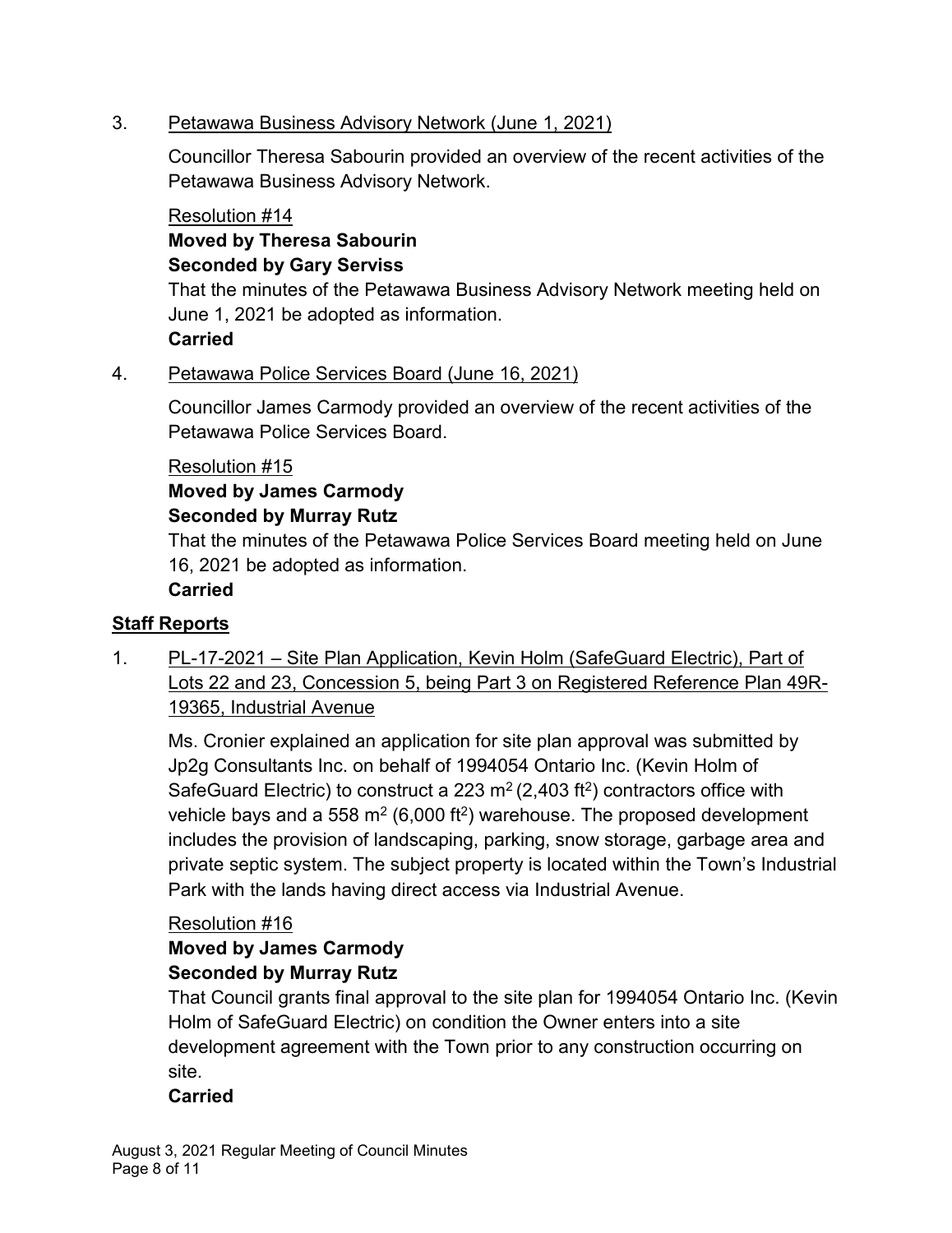3. Petawawa Business Advisory Network (June 1, 2021)

   Councillor Theresa Sabourin provided an overview of the recent activities of the Petawawa Business Advisory Network.

   Resolution #14
   **Moved by Theresa Sabourin**
   **Seconded by Gary Serviss**
   That the minutes of the Petawawa Business Advisory Network meeting held on June 1, 2021 be adopted as information.
   **Carried**

4. Petawawa Police Services Board (June 16, 2021)

   Councillor James Carmody provided an overview of the recent activities of the Petawawa Police Services Board.

   Resolution #15
   **Moved by James Carmody**
   **Seconded by Murray Rutz**
   That the minutes of the Petawawa Police Services Board meeting held on June 16, 2021 be adopted as information.
   **Carried**

## Staff Reports

1. PL-17-2021 – Site Plan Application, Kevin Holm (SafeGuard Electric), Part of Lots 22 and 23, Concession 5, being Part 3 on Registered Reference Plan 49R-19365, Industrial Avenue

   Ms. Cronier explained an application for site plan approval was submitted by Jp2g Consultants Inc. on behalf of 1994054 Ontario Inc. (Kevin Holm of SafeGuard Electric) to construct a 223 $m^2$ (2,403 $ft^2$) contractors office with vehicle bays and a 558 $m^2$ (6,000 $ft^2$) warehouse. The proposed development includes the provision of landscaping, parking, snow storage, garbage area and private septic system. The subject property is located within the Town's Industrial Park with the lands having direct access via Industrial Avenue.

   Resolution #16
   **Moved by James Carmody**
   **Seconded by Murray Rutz**
   That Council grants final approval to the site plan for 1994054 Ontario Inc. (Kevin Holm of SafeGuard Electric) on condition the Owner enters into a site development agreement with the Town prior to any construction occurring on site.
   **Carried**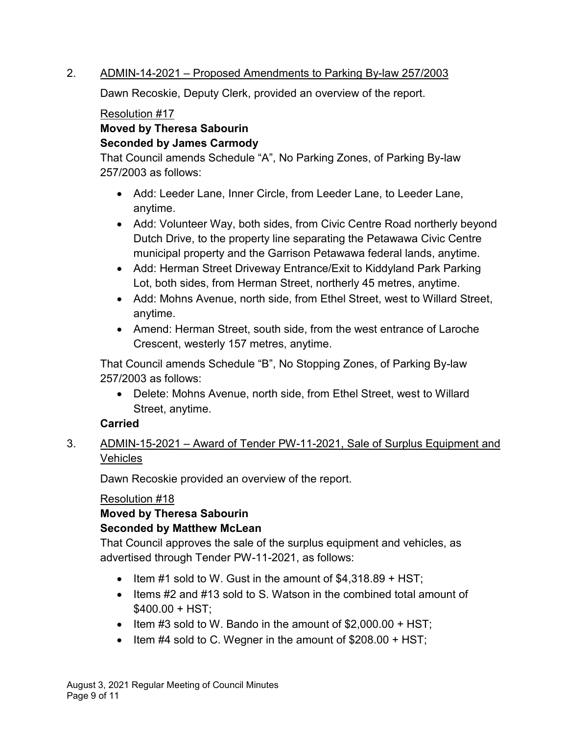2. ADMIN-14-2021 – Proposed Amendments to Parking By-law 257/2003

Dawn Recoskie, Deputy Clerk, provided an overview of the report.

Resolution #17

**Moved by Theresa Sabourin**
**Seconded by James Carmody**

That Council amends Schedule “A”, No Parking Zones, of Parking By-law 257/2003 as follows:

- Add: Leeder Lane, Inner Circle, from Leeder Lane, to Leeder Lane, anytime.
- Add: Volunteer Way, both sides, from Civic Centre Road northerly beyond Dutch Drive, to the property line separating the Petawawa Civic Centre municipal property and the Garrison Petawawa federal lands, anytime.
- Add: Herman Street Driveway Entrance/Exit to Kiddyland Park Parking Lot, both sides, from Herman Street, northerly 45 metres, anytime.
- Add: Mohns Avenue, north side, from Ethel Street, west to Willard Street, anytime.
- Amend: Herman Street, south side, from the west entrance of Laroche Crescent, westerly 157 metres, anytime.

That Council amends Schedule “B”, No Stopping Zones, of Parking By-law 257/2003 as follows:

- Delete: Mohns Avenue, north side, from Ethel Street, west to Willard Street, anytime.

**Carried**

3. ADMIN-15-2021 – Award of Tender PW-11-2021, Sale of Surplus Equipment and Vehicles

Dawn Recoskie provided an overview of the report.

Resolution #18

**Moved by Theresa Sabourin**
**Seconded by Matthew McLean**

That Council approves the sale of the surplus equipment and vehicles, as advertised through Tender PW-11-2021, as follows:

- Item #1 sold to W. Gust in the amount of $4,318.89 + HST;
- Items #2 and #13 sold to S. Watson in the combined total amount of $400.00 + HST;
- Item #3 sold to W. Bando in the amount of $2,000.00 + HST;
- Item #4 sold to C. Wegner in the amount of $208.00 + HST;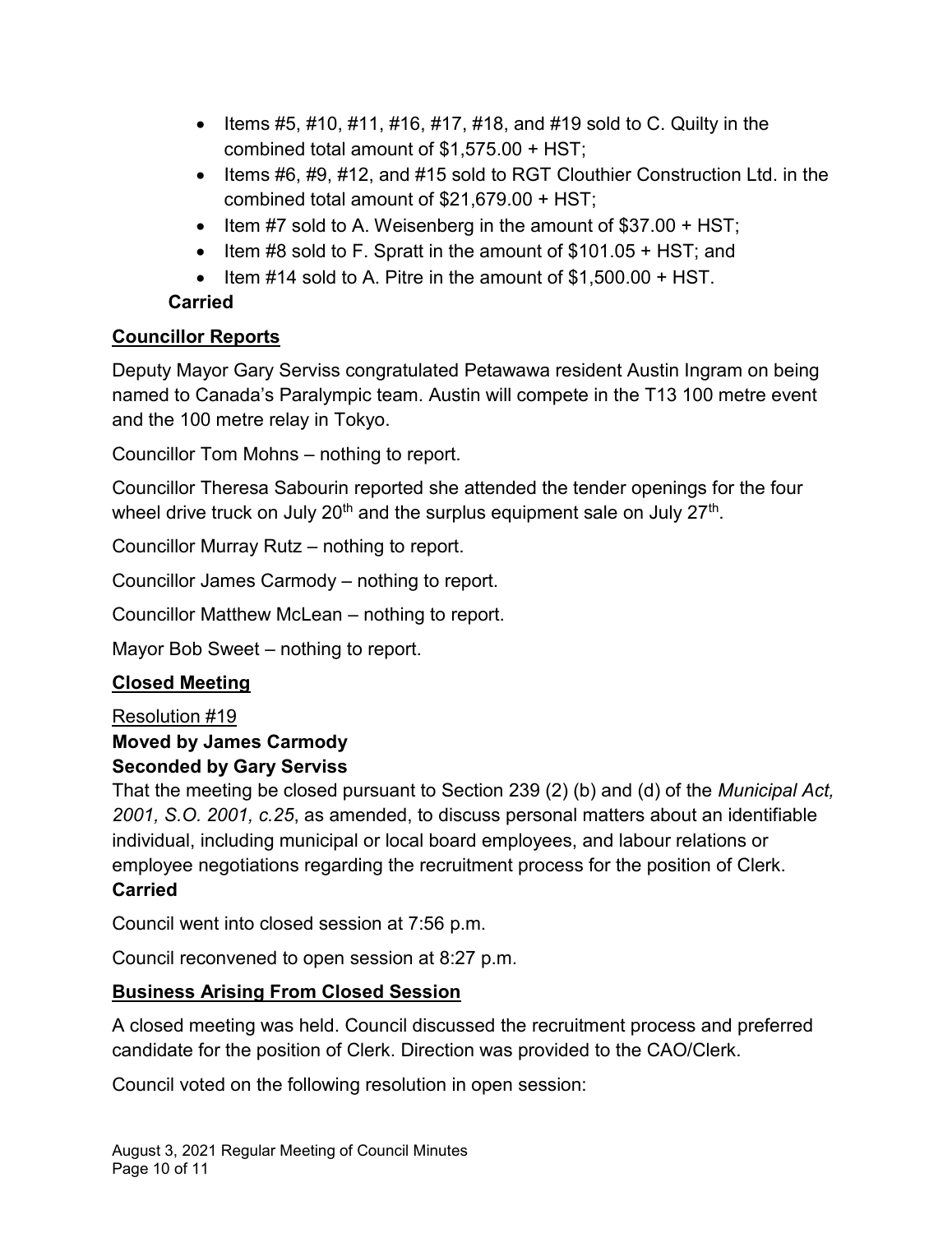- Items #5, #10, #11, #16, #17, #18, and #19 sold to C. Quilty in the combined total amount of $1,575.00 + HST;
- Items #6, #9, #12, and #15 sold to RGT Clouthier Construction Ltd. in the combined total amount of $21,679.00 + HST;
- Item #7 sold to A. Weisenberg in the amount of $37.00 + HST;
- Item #8 sold to F. Spratt in the amount of $101.05 + HST; and
- Item #14 sold to A. Pitre in the amount of $1,500.00 + HST.

**Carried**

## Councillor Reports

Deputy Mayor Gary Serviss congratulated Petawawa resident Austin Ingram on being named to Canada's Paralympic team. Austin will compete in the T13 100 metre event and the 100 metre relay in Tokyo.

Councillor Tom Mohns – nothing to report.

Councillor Theresa Sabourin reported she attended the tender openings for the four wheel drive truck on July 20th and the surplus equipment sale on July 27th.

Councillor Murray Rutz – nothing to report.

Councillor James Carmody – nothing to report.

Councillor Matthew McLean – nothing to report.

Mayor Bob Sweet – nothing to report.

## Closed Meeting

Resolution #19

**Moved by James Carmody**
**Seconded by Gary Serviss**

That the meeting be closed pursuant to Section 239 (2) (b) and (d) of the *Municipal Act, 2001, S.O. 2001, c.25*, as amended, to discuss personal matters about an identifiable individual, including municipal or local board employees, and labour relations or employee negotiations regarding the recruitment process for the position of Clerk.

**Carried**

Council went into closed session at 7:56 p.m.

Council reconvened to open session at 8:27 p.m.

## Business Arising From Closed Session

A closed meeting was held. Council discussed the recruitment process and preferred candidate for the position of Clerk. Direction was provided to the CAO/Clerk.

Council voted on the following resolution in open session: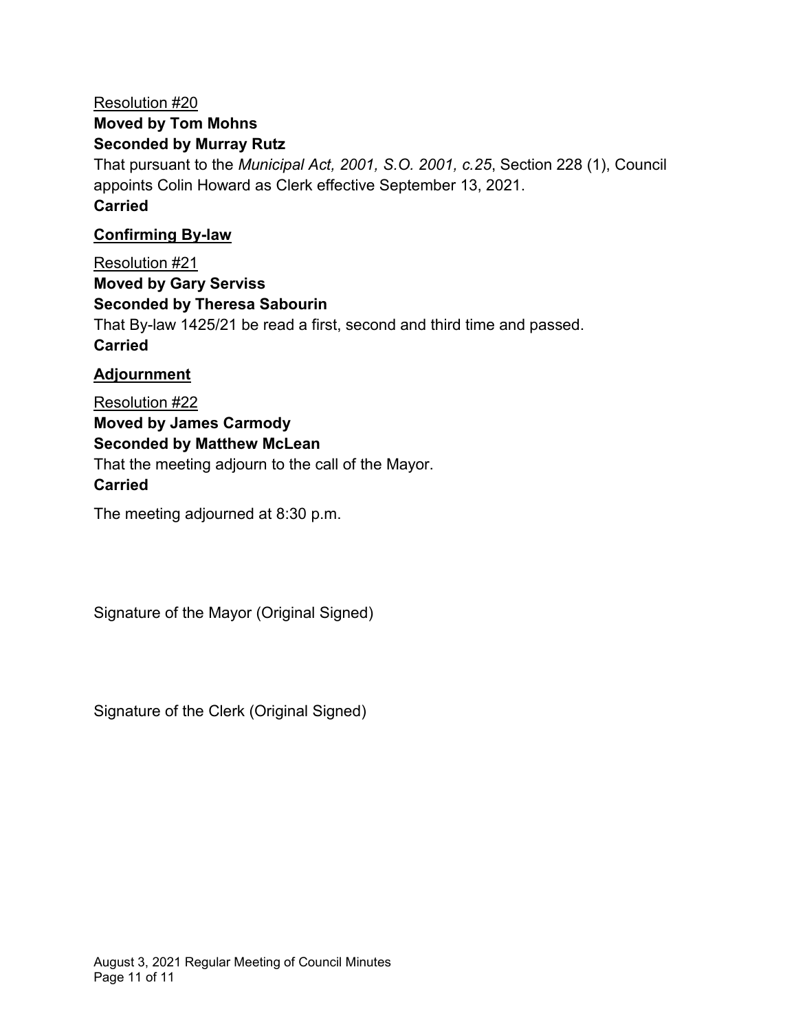Resolution #20

**Moved by Tom Mohns**

**Seconded by Murray Rutz**

That pursuant to the *Municipal Act, 2001, S.O. 2001, c.25*, Section 228 (1), Council appoints Colin Howard as Clerk effective September 13, 2021.

**Carried**

## Confirming By-law

Resolution #21

**Moved by Gary Serviss**

**Seconded by Theresa Sabourin**

That By-law 1425/21 be read a first, second and third time and passed.

**Carried**

## Adjournment

Resolution #22

**Moved by James Carmody**

**Seconded by Matthew McLean**

That the meeting adjourn to the call of the Mayor.

**Carried**

The meeting adjourned at 8:30 p.m.

Signature of the Mayor (Original Signed)

Signature of the Clerk (Original Signed)